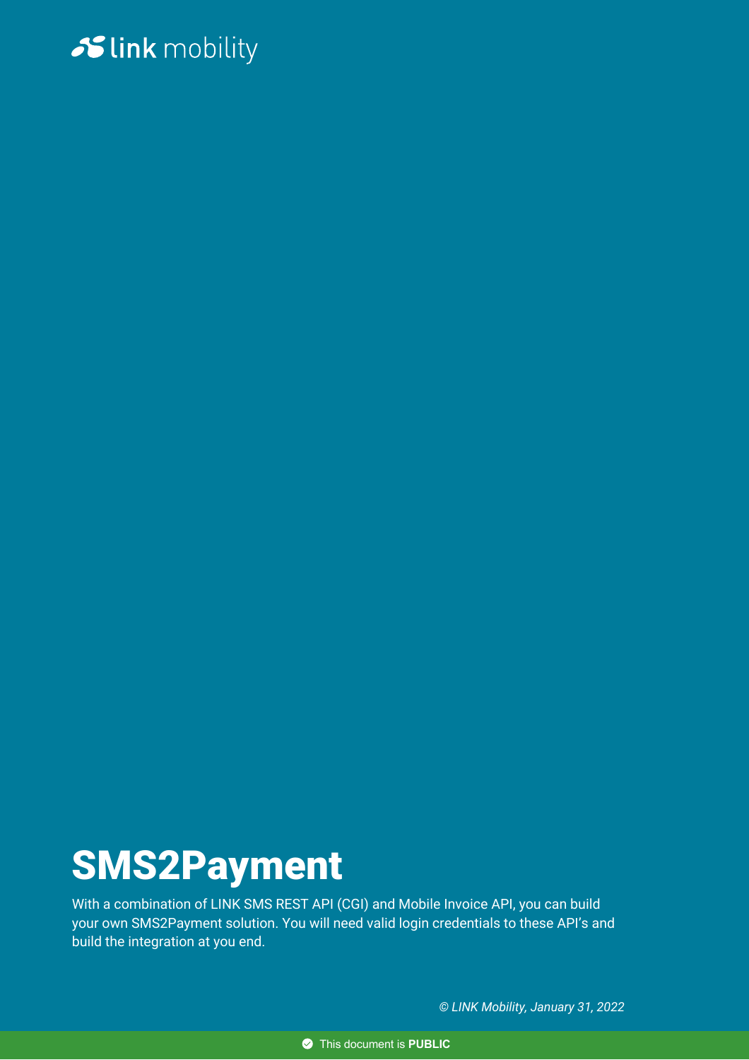link mobility

# SMS2Payment

With a combination of LINK SMS REST API (CGI) and Mobile Invoice API, you can build your own SMS2Payment solution. You will need valid login credentials to these API's and build the integration at you end.

*© LINK Mobility, January 31, 2022*

This document is **PUBLIC**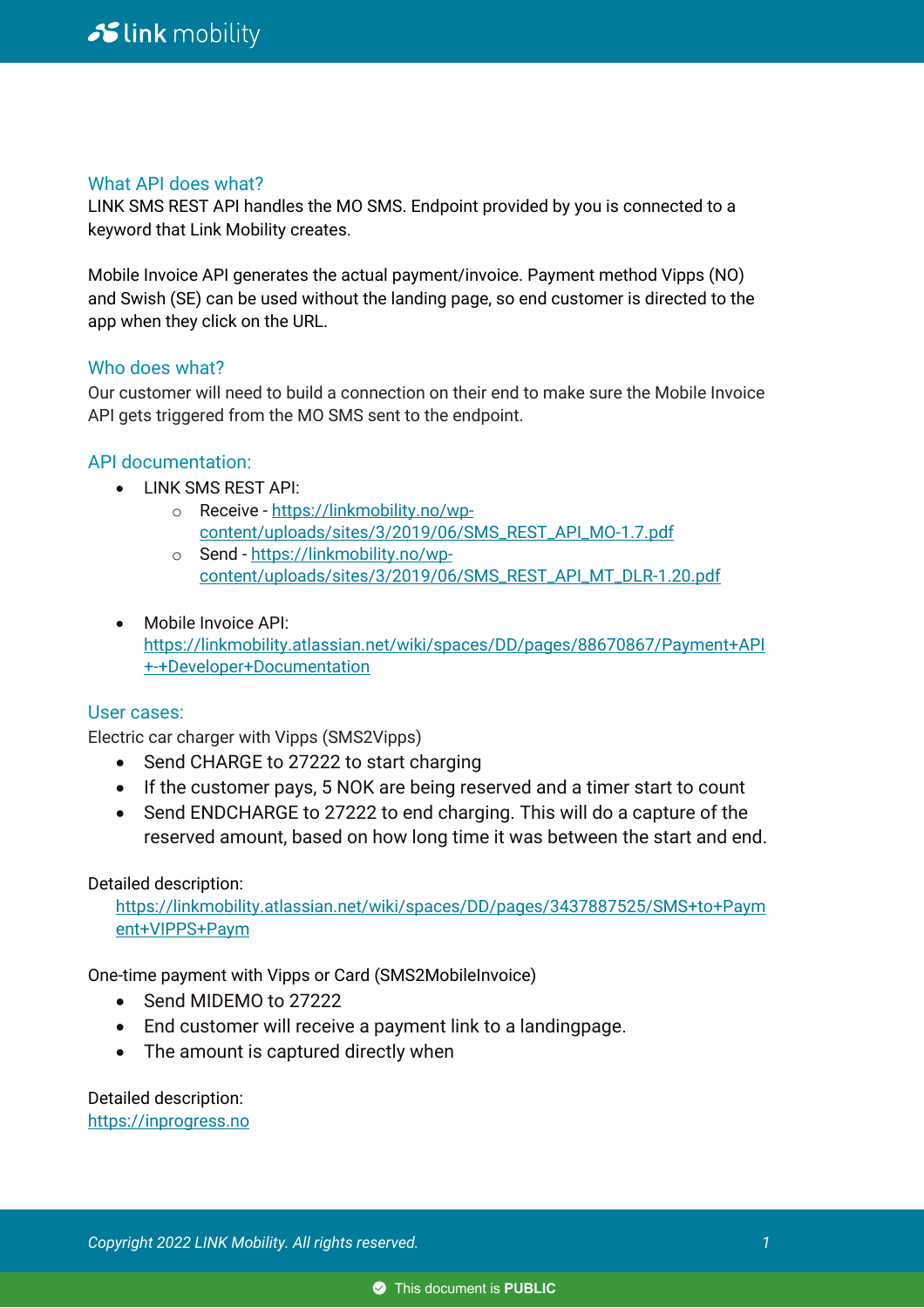## What API does what?

LINK SMS REST API handles the MO SMS. Endpoint provided by you is connected to a keyword that Link Mobility creates.

Mobile Invoice API generates the actual payment/invoice. Payment method Vipps (NO) and Swish (SE) can be used without the landing page, so end customer is directed to the app when they click on the URL.

## Who does what?

Our customer will need to build a connection on their end to make sure the Mobile Invoice API gets triggered from the MO SMS sent to the endpoint.

## API documentation:

- LINK SMS REST API:
  - Receive - https://linkmobility.no/wp-content/uploads/sites/3/2019/06/SMS_REST_API_MO-1.7.pdf
  - Send - https://linkmobility.no/wp-content/uploads/sites/3/2019/06/SMS_REST_API_MT_DLR-1.20.pdf

- Mobile Invoice API: https://linkmobility.atlassian.net/wiki/spaces/DD/pages/88670867/Payment+API+-+Developer+Documentation

## User cases:

Electric car charger with Vipps (SMS2Vipps)

- Send CHARGE to 27222 to start charging
- If the customer pays, 5 NOK are being reserved and a timer start to count
- Send ENDCHARGE to 27222 to end charging. This will do a capture of the reserved amount, based on how long time it was between the start and end.

Detailed description:
https://linkmobility.atlassian.net/wiki/spaces/DD/pages/3437887525/SMS+to+Payment+VIPPS+Paym

One-time payment with Vipps or Card (SMS2MobileInvoice)

- Send MIDEMO to 27222
- End customer will receive a payment link to a landingpage.
- The amount is captured directly when

Detailed description:
https://inprogress.no

*Copyright 2022 LINK Mobility. All rights reserved.*

This document is **PUBLIC**